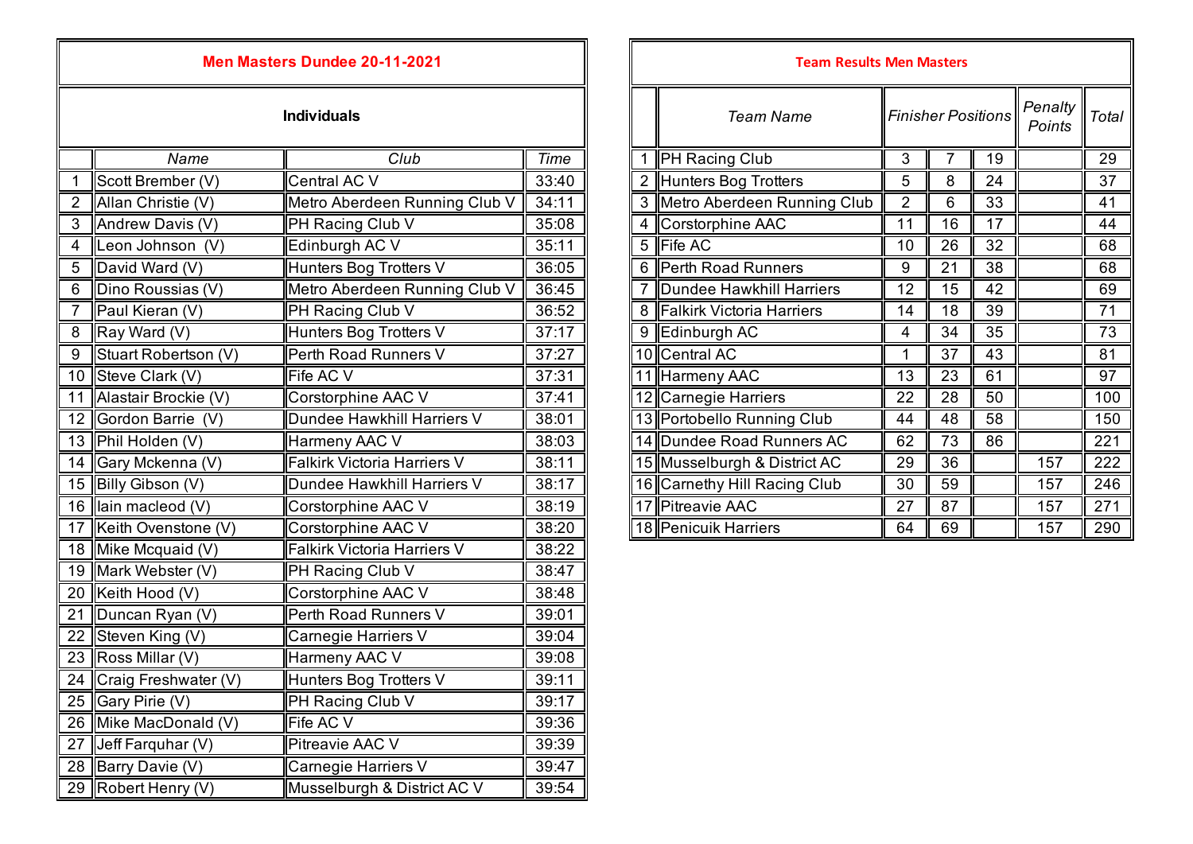## Men Masters Dundee 20-11-2021

### Individuals

| | Name | Club | Time |
|---|---|---|---|
| 1 | Scott Brember (V) | Central AC V | 33:40 |
| 2 | Allan Christie (V) | Metro Aberdeen Running Club V | 34:11 |
| 3 | Andrew Davis (V) | PH Racing Club V | 35:08 |
| 4 | Leon Johnson (V) | Edinburgh AC V | 35:11 |
| 5 | David Ward (V) | Hunters Bog Trotters V | 36:05 |
| 6 | Dino Roussias (V) | Metro Aberdeen Running Club V | 36:45 |
| 7 | Paul Kieran (V) | PH Racing Club V | 36:52 |
| 8 | Ray Ward (V) | Hunters Bog Trotters V | 37:17 |
| 9 | Stuart Robertson (V) | Perth Road Runners V | 37:27 |
| 10 | Steve Clark (V) | Fife AC V | 37:31 |
| 11 | Alastair Brockie (V) | Corstorphine AAC V | 37:41 |
| 12 | Gordon Barrie (V) | Dundee Hawkhill Harriers V | 38:01 |
| 13 | Phil Holden (V) | Harmeny AAC V | 38:03 |
| 14 | Gary Mckenna (V) | Falkirk Victoria Harriers V | 38:11 |
| 15 | Billy Gibson (V) | Dundee Hawkhill Harriers V | 38:17 |
| 16 | Iain macleod (V) | Corstorphine AAC V | 38:19 |
| 17 | Keith Ovenstone (V) | Corstorphine AAC V | 38:20 |
| 18 | Mike Mcquaid (V) | Falkirk Victoria Harriers V | 38:22 |
| 19 | Mark Webster (V) | PH Racing Club V | 38:47 |
| 20 | Keith Hood (V) | Corstorphine AAC V | 38:48 |
| 21 | Duncan Ryan (V) | Perth Road Runners V | 39:01 |
| 22 | Steven King (V) | Carnegie Harriers V | 39:04 |
| 23 | Ross Millar (V) | Harmeny AAC V | 39:08 |
| 24 | Craig Freshwater (V) | Hunters Bog Trotters V | 39:11 |
| 25 | Gary Pirie (V) | PH Racing Club V | 39:17 |
| 26 | Mike MacDonald (V) | Fife AC V | 39:36 |
| 27 | Jeff Farquhar (V) | Pitreavie AAC V | 39:39 |
| 28 | Barry Davie (V) | Carnegie Harriers V | 39:47 |
| 29 | Robert Henry (V) | Musselburgh & District AC V | 39:54 |

## Team Results Men Masters

| | Team Name | Finisher Positions | | | Penalty Points | Total |
|---|---|---|---|---|---|---|
| 1 | PH Racing Club | 3 | 7 | 19 | | 29 |
| 2 | Hunters Bog Trotters | 5 | 8 | 24 | | 37 |
| 3 | Metro Aberdeen Running Club | 2 | 6 | 33 | | 41 |
| 4 | Corstorphine AAC | 11 | 16 | 17 | | 44 |
| 5 | Fife AC | 10 | 26 | 32 | | 68 |
| 6 | Perth Road Runners | 9 | 21 | 38 | | 68 |
| 7 | Dundee Hawkhill Harriers | 12 | 15 | 42 | | 69 |
| 8 | Falkirk Victoria Harriers | 14 | 18 | 39 | | 71 |
| 9 | Edinburgh AC | 4 | 34 | 35 | | 73 |
| 10 | Central AC | 1 | 37 | 43 | | 81 |
| 11 | Harmeny AAC | 13 | 23 | 61 | | 97 |
| 12 | Carnegie Harriers | 22 | 28 | 50 | | 100 |
| 13 | Portobello Running Club | 44 | 48 | 58 | | 150 |
| 14 | Dundee Road Runners AC | 62 | 73 | 86 | | 221 |
| 15 | Musselburgh & District AC | 29 | 36 | | 157 | 222 |
| 16 | Carnethy Hill Racing Club | 30 | 59 | | 157 | 246 |
| 17 | Pitreavie AAC | 27 | 87 | | 157 | 271 |
| 18 | Penicuik Harriers | 64 | 69 | | 157 | 290 |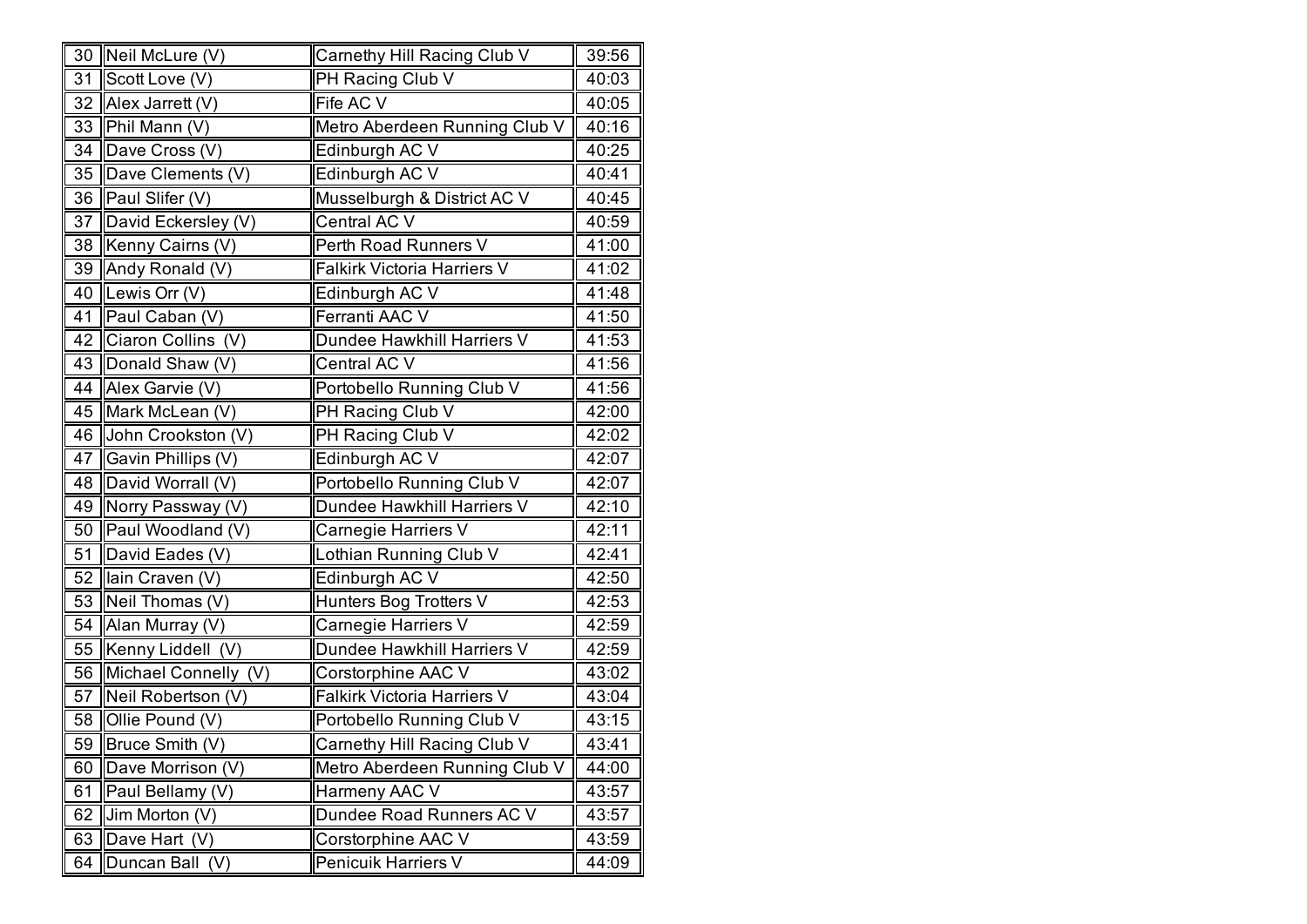| 30 | Neil McLure (V) | Carnethy Hill Racing Club V | 39:56 |
|---|---|---|---|
| 31 | Scott Love (V) | PH Racing Club V | 40:03 |
| 32 | Alex Jarrett (V) | Fife AC V | 40:05 |
| 33 | Phil Mann (V) | Metro Aberdeen Running Club V | 40:16 |
| 34 | Dave Cross (V) | Edinburgh AC V | 40:25 |
| 35 | Dave Clements (V) | Edinburgh AC V | 40:41 |
| 36 | Paul Slifer (V) | Musselburgh & District AC V | 40:45 |
| 37 | David Eckersley (V) | Central AC V | 40:59 |
| 38 | Kenny Cairns (V) | Perth Road Runners V | 41:00 |
| 39 | Andy Ronald (V) | Falkirk Victoria Harriers V | 41:02 |
| 40 | Lewis Orr (V) | Edinburgh AC V | 41:48 |
| 41 | Paul Caban (V) | Ferranti AAC V | 41:50 |
| 42 | Ciaron Collins (V) | Dundee Hawkhill Harriers V | 41:53 |
| 43 | Donald Shaw (V) | Central AC V | 41:56 |
| 44 | Alex Garvie (V) | Portobello Running Club V | 41:56 |
| 45 | Mark McLean (V) | PH Racing Club V | 42:00 |
| 46 | John Crookston (V) | PH Racing Club V | 42:02 |
| 47 | Gavin Phillips (V) | Edinburgh AC V | 42:07 |
| 48 | David Worrall (V) | Portobello Running Club V | 42:07 |
| 49 | Norry Passway (V) | Dundee Hawkhill Harriers V | 42:10 |
| 50 | Paul Woodland (V) | Carnegie Harriers V | 42:11 |
| 51 | David Eades (V) | Lothian Running Club V | 42:41 |
| 52 | Iain Craven (V) | Edinburgh AC V | 42:50 |
| 53 | Neil Thomas (V) | Hunters Bog Trotters V | 42:53 |
| 54 | Alan Murray (V) | Carnegie Harriers V | 42:59 |
| 55 | Kenny Liddell (V) | Dundee Hawkhill Harriers V | 42:59 |
| 56 | Michael Connelly (V) | Corstorphine AAC V | 43:02 |
| 57 | Neil Robertson (V) | Falkirk Victoria Harriers V | 43:04 |
| 58 | Ollie Pound (V) | Portobello Running Club V | 43:15 |
| 59 | Bruce Smith (V) | Carnethy Hill Racing Club V | 43:41 |
| 60 | Dave Morrison (V) | Metro Aberdeen Running Club V | 44:00 |
| 61 | Paul Bellamy (V) | Harmeny AAC V | 43:57 |
| 62 | Jim Morton (V) | Dundee Road Runners AC V | 43:57 |
| 63 | Dave Hart (V) | Corstorphine AAC V | 43:59 |
| 64 | Duncan Ball (V) | Penicuik Harriers V | 44:09 |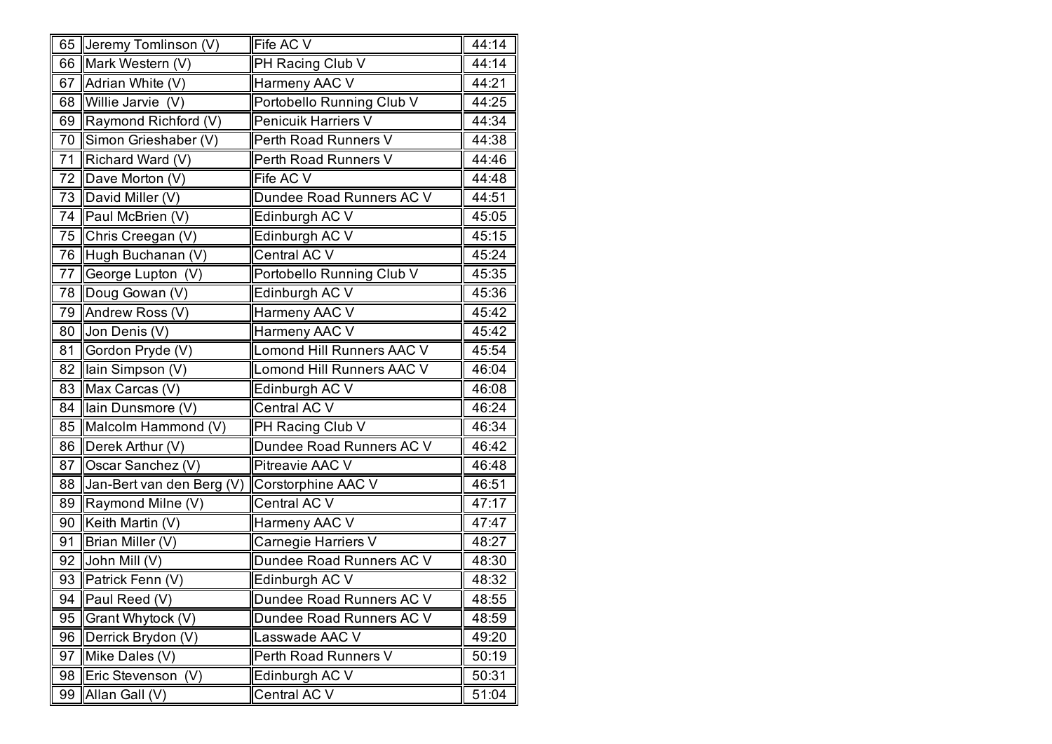| | | | |
|---|---|---|---|
| 65 | Jeremy Tomlinson (V) | Fife AC V | 44:14 |
| 66 | Mark Western (V) | PH Racing Club V | 44:14 |
| 67 | Adrian White (V) | Harmeny AAC V | 44:21 |
| 68 | Willie Jarvie (V) | Portobello Running Club V | 44:25 |
| 69 | Raymond Richford (V) | Penicuik Harriers V | 44:34 |
| 70 | Simon Grieshaber (V) | Perth Road Runners V | 44:38 |
| 71 | Richard Ward (V) | Perth Road Runners V | 44:46 |
| 72 | Dave Morton (V) | Fife AC V | 44:48 |
| 73 | David Miller (V) | Dundee Road Runners AC V | 44:51 |
| 74 | Paul McBrien (V) | Edinburgh AC V | 45:05 |
| 75 | Chris Creegan (V) | Edinburgh AC V | 45:15 |
| 76 | Hugh Buchanan (V) | Central AC V | 45:24 |
| 77 | George Lupton (V) | Portobello Running Club V | 45:35 |
| 78 | Doug Gowan (V) | Edinburgh AC V | 45:36 |
| 79 | Andrew Ross (V) | Harmeny AAC V | 45:42 |
| 80 | Jon Denis (V) | Harmeny AAC V | 45:42 |
| 81 | Gordon Pryde (V) | Lomond Hill Runners AAC V | 45:54 |
| 82 | Iain Simpson (V) | Lomond Hill Runners AAC V | 46:04 |
| 83 | Max Carcas (V) | Edinburgh AC V | 46:08 |
| 84 | Iain Dunsmore (V) | Central AC V | 46:24 |
| 85 | Malcolm Hammond (V) | PH Racing Club V | 46:34 |
| 86 | Derek Arthur (V) | Dundee Road Runners AC V | 46:42 |
| 87 | Oscar Sanchez (V) | Pitreavie AAC V | 46:48 |
| 88 | Jan-Bert van den Berg (V) | Corstorphine AAC V | 46:51 |
| 89 | Raymond Milne (V) | Central AC V | 47:17 |
| 90 | Keith Martin (V) | Harmeny AAC V | 47:47 |
| 91 | Brian Miller (V) | Carnegie Harriers V | 48:27 |
| 92 | John Mill (V) | Dundee Road Runners AC V | 48:30 |
| 93 | Patrick Fenn (V) | Edinburgh AC V | 48:32 |
| 94 | Paul Reed (V) | Dundee Road Runners AC V | 48:55 |
| 95 | Grant Whytock (V) | Dundee Road Runners AC V | 48:59 |
| 96 | Derrick Brydon (V) | Lasswade AAC V | 49:20 |
| 97 | Mike Dales (V) | Perth Road Runners V | 50:19 |
| 98 | Eric Stevenson (V) | Edinburgh AC V | 50:31 |
| 99 | Allan Gall (V) | Central AC V | 51:04 |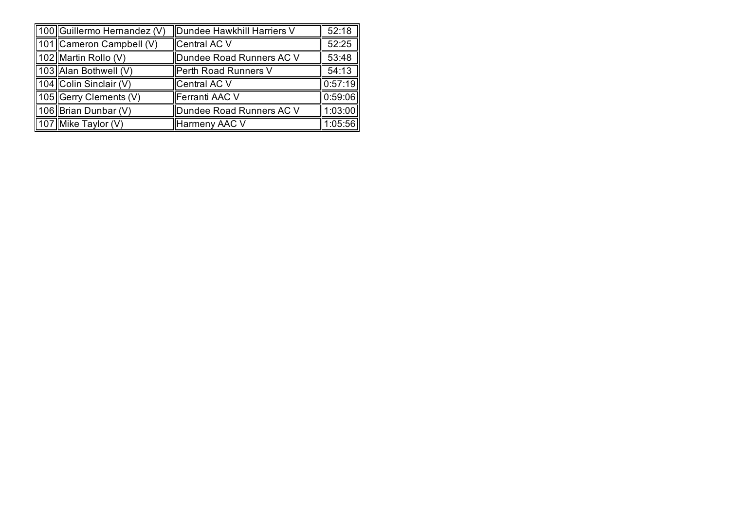| | | | |
|---|---|---|---|
| 100 | Guillermo Hernandez (V) | Dundee Hawkhill Harriers V | 52:18 |
| 101 | Cameron Campbell (V) | Central AC V | 52:25 |
| 102 | Martin Rollo (V) | Dundee Road Runners AC V | 53:48 |
| 103 | Alan Bothwell (V) | Perth Road Runners V | 54:13 |
| 104 | Colin Sinclair (V) | Central AC V | 0:57:19 |
| 105 | Gerry Clements (V) | Ferranti AAC V | 0:59:06 |
| 106 | Brian Dunbar (V) | Dundee Road Runners AC V | 1:03:00 |
| 107 | Mike Taylor (V) | Harmeny AAC V | 1:05:56 |